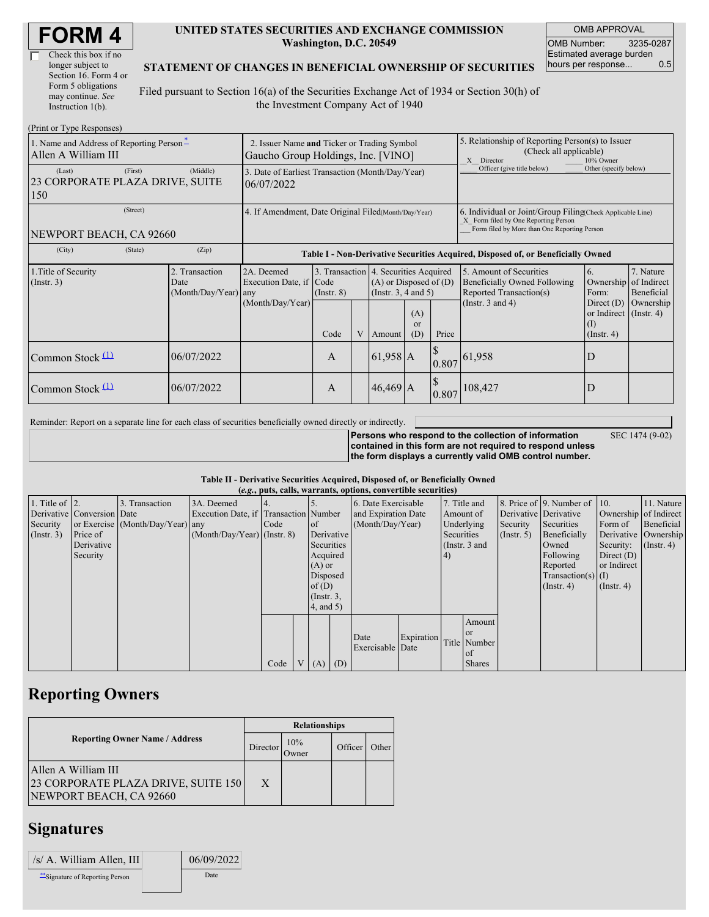# FORM 4

☐ Check this box if no longer subject to Section 16. Form 4 or Form 5 obligations may continue. *See* Instruction 1(b).

**UNITED STATES SECURITIES AND EXCHANGE COMMISSION**
**Washington, D.C. 20549**

**STATEMENT OF CHANGES IN BENEFICIAL OWNERSHIP OF SECURITIES**

Filed pursuant to Section 16(a) of the Securities Exchange Act of 1934 or Section 30(h) of the Investment Company Act of 1940

| OMB APPROVAL | |
|---|---|
| OMB Number: | 3235-0287 |
| Estimated average burden hours per response... | 0.5 |

(Print or Type Responses)

| 1. Name and Address of Reporting Person* | 2. Issuer Name and Ticker or Trading Symbol | 5. Relationship of Reporting Person(s) to Issuer (Check all applicable) |
|---|---|---|
| Allen A William III | Gaucho Group Holdings, Inc. [VINO] | _X_ Director ___ 10% Owner ___ Officer (give title below) ___ Other (specify below) |
| (Last) (First) (Middle) 23 CORPORATE PLAZA DRIVE, SUITE 150 | 3. Date of Earliest Transaction (Month/Day/Year) 06/07/2022 | |
| (Street) NEWPORT BEACH, CA 92660 | 4. If Amendment, Date Original Filed(Month/Day/Year) | 6. Individual or Joint/Group Filing(Check Applicable Line) _X_ Form filed by One Reporting Person ___ Form filed by More than One Reporting Person |
| (City) (State) (Zip) | | |

**Table I - Non-Derivative Securities Acquired, Disposed of, or Beneficially Owned**

| 1.Title of Security (Instr. 3) | 2. Transaction Date (Month/Day/Year) | 2A. Deemed Execution Date, if any (Month/Day/Year) | 3. Transaction Code (Instr. 8) | | 4. Securities Acquired (A) or Disposed of (D) (Instr. 3, 4 and 5) | | | 5. Amount of Securities Beneficially Owned Following Reported Transaction(s) (Instr. 3 and 4) | 6. Ownership Form: Direct (D) or Indirect (I) (Instr. 4) | 7. Nature of Indirect Beneficial Ownership (Instr. 4) |
|---|---|---|---|---|---|---|---|---|---|---|
| | | | Code | V | Amount | (A) or (D) | Price | | | |
| Common Stock (1) | 06/07/2022 | | A | | 61,958 | A | $ 0.807 | 61,958 | D | |
| Common Stock (1) | 06/07/2022 | | A | | 46,469 | A | $ 0.807 | 108,427 | D | |

Reminder: Report on a separate line for each class of securities beneficially owned directly or indirectly.

**Persons who respond to the collection of information contained in this form are not required to respond unless the form displays a currently valid OMB control number.** SEC 1474 (9-02)

**Table II - Derivative Securities Acquired, Disposed of, or Beneficially Owned**
**(*e.g.*, puts, calls, warrants, options, convertible securities)**

| 1. Title of Derivative Security (Instr. 3) | 2. Conversion or Exercise Price of Derivative Security | 3. Transaction Date (Month/Day/Year) | 3A. Deemed Execution Date, if any (Month/Day/Year) | 4. Transaction Code (Instr. 8) | | 5. Number of Derivative Securities Acquired (A) or Disposed of (D) (Instr. 3, 4, and 5) | | 6. Date Exercisable and Expiration Date (Month/Day/Year) | | 7. Title and Amount of Underlying Securities (Instr. 3 and 4) | | 8. Price of Derivative Security (Instr. 5) | 9. Number of Derivative Securities Beneficially Owned Following Reported Transaction(s) (Instr. 4) | 10. Ownership Form of Derivative Security: Direct (D) or Indirect (I) (Instr. 4) | 11. Nature of Indirect Beneficial Ownership (Instr. 4) |
|---|---|---|---|---|---|---|---|---|---|---|---|---|---|---|---|
| | | | | Code | V | (A) | (D) | Date Exercisable | Expiration Date | Title | Amount or Number of Shares | | | | |

## Reporting Owners

| Reporting Owner Name / Address | Relationships | | | |
|---|---|---|---|---|
| | Director | 10% Owner | Officer | Other |
| Allen A William III 23 CORPORATE PLAZA DRIVE, SUITE 150 NEWPORT BEACH, CA 92660 | X | | | |

## Signatures

| /s/ A. William Allen, III | 06/09/2022 |
|---|---|
| **Signature of Reporting Person | Date |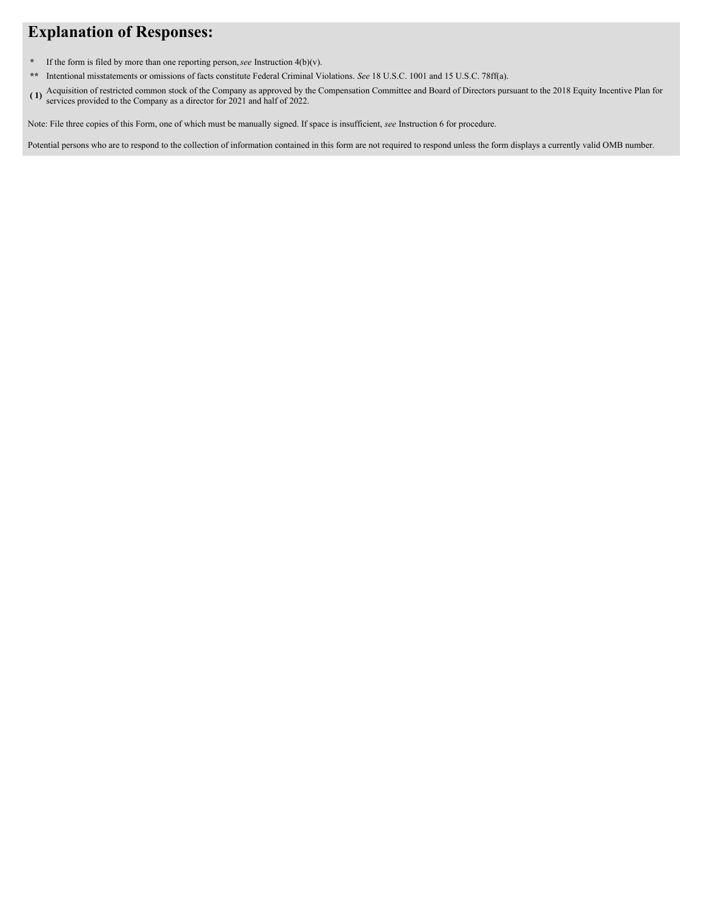# Explanation of Responses:

\* If the form is filed by more than one reporting person, *see* Instruction 4(b)(v).

\*\* Intentional misstatements or omissions of facts constitute Federal Criminal Violations. *See* 18 U.S.C. 1001 and 15 U.S.C. 78ff(a).

**( 1)** Acquisition of restricted common stock of the Company as approved by the Compensation Committee and Board of Directors pursuant to the 2018 Equity Incentive Plan for services provided to the Company as a director for 2021 and half of 2022.

Note: File three copies of this Form, one of which must be manually signed. If space is insufficient, *see* Instruction 6 for procedure.

Potential persons who are to respond to the collection of information contained in this form are not required to respond unless the form displays a currently valid OMB number.